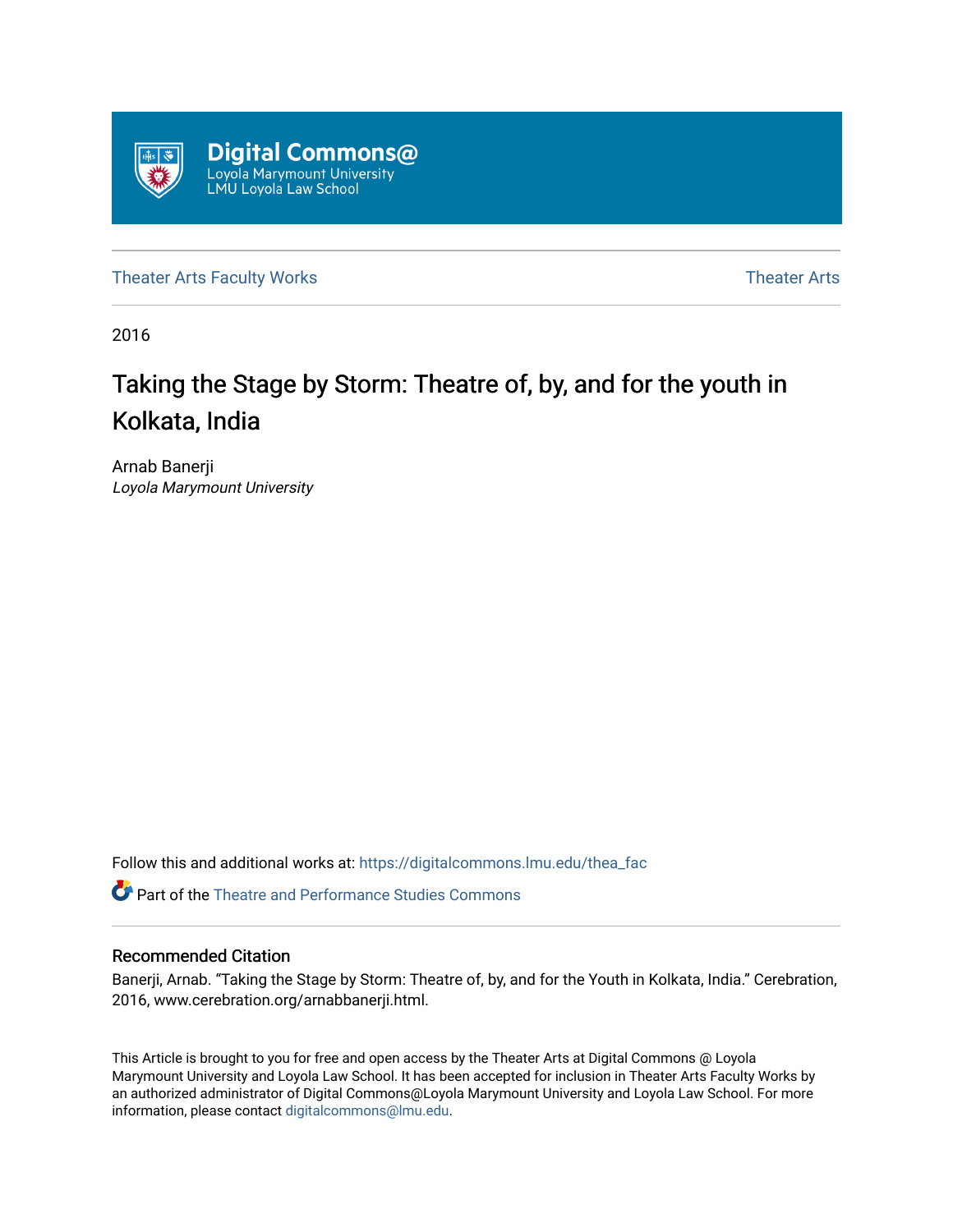Digital Commons@
Loyola Marymount University
LMU Loyola Law School

Theater Arts Faculty Works | Theater Arts

2016

# Taking the Stage by Storm: Theatre of, by, and for the youth in Kolkata, India

Arnab Banerji
*Loyola Marymount University*

Follow this and additional works at: https://digitalcommons.lmu.edu/thea_fac

Part of the Theatre and Performance Studies Commons

## Recommended Citation

Banerji, Arnab. "Taking the Stage by Storm: Theatre of, by, and for the Youth in Kolkata, India." Cerebration, 2016, www.cerebration.org/arnabbanerji.html.

This Article is brought to you for free and open access by the Theater Arts at Digital Commons @ Loyola Marymount University and Loyola Law School. It has been accepted for inclusion in Theater Arts Faculty Works by an authorized administrator of Digital Commons@Loyola Marymount University and Loyola Law School. For more information, please contact digitalcommons@lmu.edu.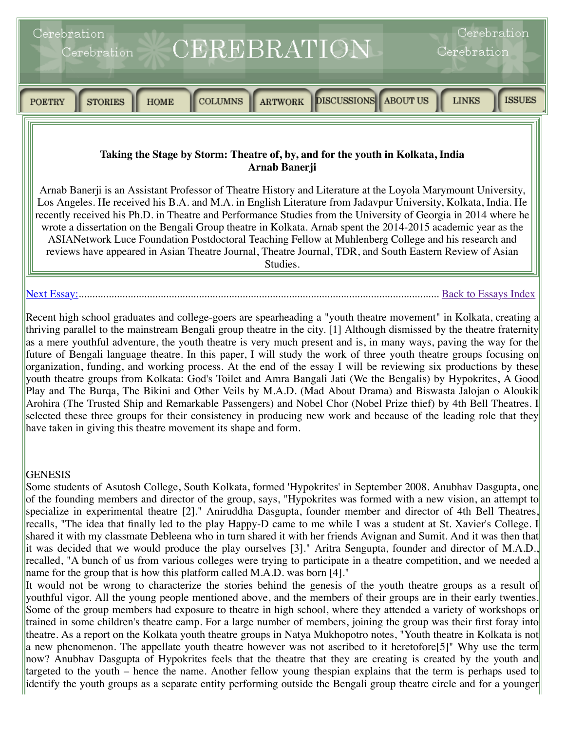# CEREBRATION

POETRY | STORIES | HOME | COLUMNS | ARTWORK | DISCUSSIONS | ABOUT US | LINKS | ISSUES

**Taking the Stage by Storm: Theatre of, by, and for the youth in Kolkata, India**
**Arnab Banerji**

Arnab Banerji is an Assistant Professor of Theatre History and Literature at the Loyola Marymount University, Los Angeles. He received his B.A. and M.A. in English Literature from Jadavpur University, Kolkata, India. He recently received his Ph.D. in Theatre and Performance Studies from the University of Georgia in 2014 where he wrote a dissertation on the Bengali Group theatre in Kolkata. Arnab spent the 2014-2015 academic year as the ASIANetwork Luce Foundation Postdoctoral Teaching Fellow at Muhlenberg College and his research and reviews have appeared in Asian Theatre Journal, Theatre Journal, TDR, and South Eastern Review of Asian Studies.

Next Essay:................................................................................................................................. Back to Essays Index

Recent high school graduates and college-goers are spearheading a "youth theatre movement" in Kolkata, creating a thriving parallel to the mainstream Bengali group theatre in the city. [1] Although dismissed by the theatre fraternity as a mere youthful adventure, the youth theatre is very much present and is, in many ways, paving the way for the future of Bengali language theatre. In this paper, I will study the work of three youth theatre groups focusing on organization, funding, and working process. At the end of the essay I will be reviewing six productions by these youth theatre groups from Kolkata: God's Toilet and Amra Bangali Jati (We the Bengalis) by Hypokrites, A Good Play and The Burqa, The Bikini and Other Veils by M.A.D. (Mad About Drama) and Biswasta Jalojan o Aloukik Arohira (The Trusted Ship and Remarkable Passengers) and Nobel Chor (Nobel Prize thief) by 4th Bell Theatres. I selected these three groups for their consistency in producing new work and because of the leading role that they have taken in giving this theatre movement its shape and form.

GENESIS

Some students of Asutosh College, South Kolkata, formed 'Hypokrites' in September 2008. Anubhav Dasgupta, one of the founding members and director of the group, says, "Hypokrites was formed with a new vision, an attempt to specialize in experimental theatre [2]." Aniruddha Dasgupta, founder member and director of 4th Bell Theatres, recalls, "The idea that finally led to the play Happy-D came to me while I was a student at St. Xavier's College. I shared it with my classmate Debleena who in turn shared it with her friends Avignan and Sumit. And it was then that it was decided that we would produce the play ourselves [3]." Aritra Sengupta, founder and director of M.A.D., recalled, "A bunch of us from various colleges were trying to participate in a theatre competition, and we needed a name for the group that is how this platform called M.A.D. was born [4]."

It would not be wrong to characterize the stories behind the genesis of the youth theatre groups as a result of youthful vigor. All the young people mentioned above, and the members of their groups are in their early twenties. Some of the group members had exposure to theatre in high school, where they attended a variety of workshops or trained in some children's theatre camp. For a large number of members, joining the group was their first foray into theatre. As a report on the Kolkata youth theatre groups in Natya Mukhopotro notes, "Youth theatre in Kolkata is not a new phenomenon. The appellate youth theatre however was not ascribed to it heretofore[5]" Why use the term now? Anubhav Dasgupta of Hypokrites feels that the theatre that they are creating is created by the youth and targeted to the youth – hence the name. Another fellow young thespian explains that the term is perhaps used to identify the youth groups as a separate entity performing outside the Bengali group theatre circle and for a younger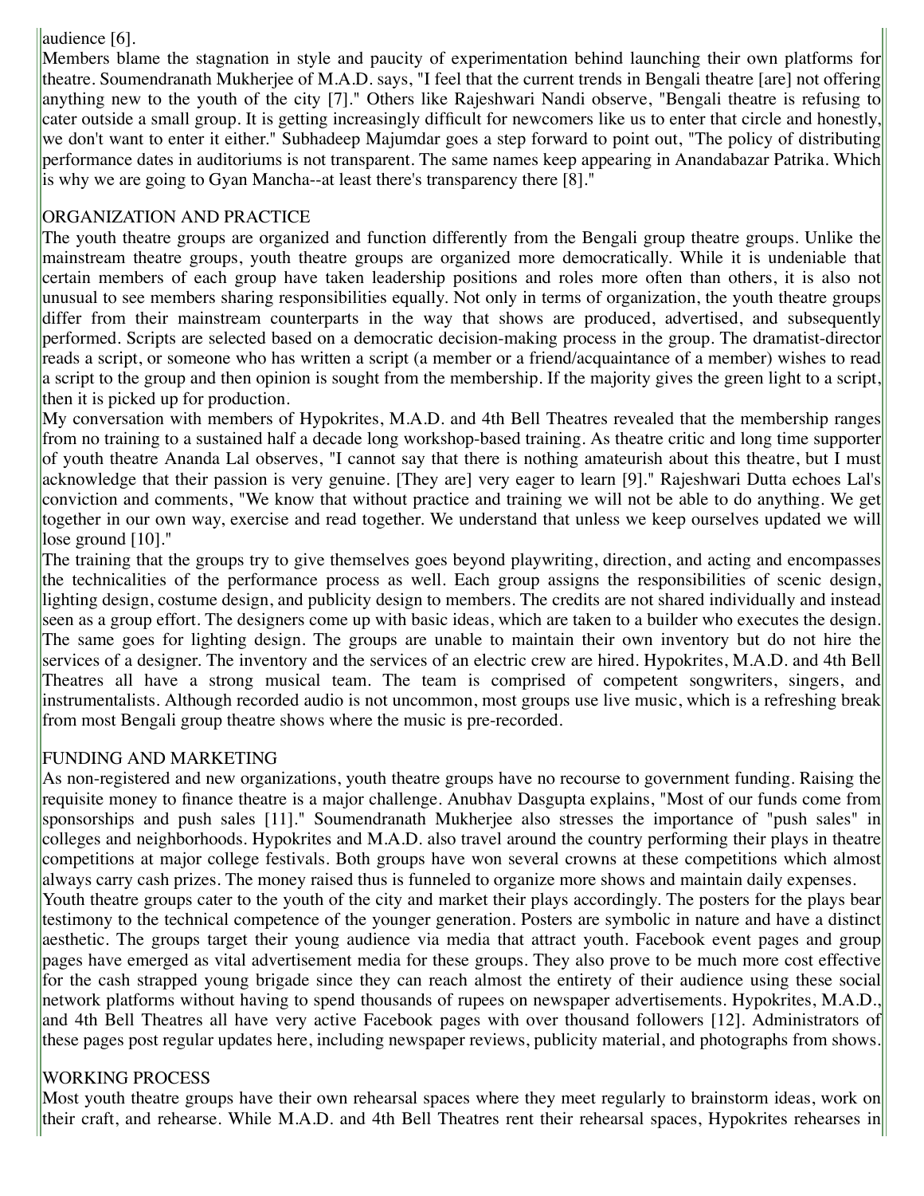audience [6].

Members blame the stagnation in style and paucity of experimentation behind launching their own platforms for theatre. Soumendranath Mukherjee of M.A.D. says, "I feel that the current trends in Bengali theatre [are] not offering anything new to the youth of the city [7]." Others like Rajeshwari Nandi observe, "Bengali theatre is refusing to cater outside a small group. It is getting increasingly difficult for newcomers like us to enter that circle and honestly, we don't want to enter it either." Subhadeep Majumdar goes a step forward to point out, "The policy of distributing performance dates in auditoriums is not transparent. The same names keep appearing in Anandabazar Patrika. Which is why we are going to Gyan Mancha--at least there's transparency there [8]."

## ORGANIZATION AND PRACTICE

The youth theatre groups are organized and function differently from the Bengali group theatre groups. Unlike the mainstream theatre groups, youth theatre groups are organized more democratically. While it is undeniable that certain members of each group have taken leadership positions and roles more often than others, it is also not unusual to see members sharing responsibilities equally. Not only in terms of organization, the youth theatre groups differ from their mainstream counterparts in the way that shows are produced, advertised, and subsequently performed. Scripts are selected based on a democratic decision-making process in the group. The dramatist-director reads a script, or someone who has written a script (a member or a friend/acquaintance of a member) wishes to read a script to the group and then opinion is sought from the membership. If the majority gives the green light to a script, then it is picked up for production.

My conversation with members of Hypokrites, M.A.D. and 4th Bell Theatres revealed that the membership ranges from no training to a sustained half a decade long workshop-based training. As theatre critic and long time supporter of youth theatre Ananda Lal observes, "I cannot say that there is nothing amateurish about this theatre, but I must acknowledge that their passion is very genuine. [They are] very eager to learn [9]." Rajeshwari Dutta echoes Lal's conviction and comments, "We know that without practice and training we will not be able to do anything. We get together in our own way, exercise and read together. We understand that unless we keep ourselves updated we will lose ground [10]."

The training that the groups try to give themselves goes beyond playwriting, direction, and acting and encompasses the technicalities of the performance process as well. Each group assigns the responsibilities of scenic design, lighting design, costume design, and publicity design to members. The credits are not shared individually and instead seen as a group effort. The designers come up with basic ideas, which are taken to a builder who executes the design. The same goes for lighting design. The groups are unable to maintain their own inventory but do not hire the services of a designer. The inventory and the services of an electric crew are hired. Hypokrites, M.A.D. and 4th Bell Theatres all have a strong musical team. The team is comprised of competent songwriters, singers, and instrumentalists. Although recorded audio is not uncommon, most groups use live music, which is a refreshing break from most Bengali group theatre shows where the music is pre-recorded.

## FUNDING AND MARKETING

As non-registered and new organizations, youth theatre groups have no recourse to government funding. Raising the requisite money to finance theatre is a major challenge. Anubhav Dasgupta explains, "Most of our funds come from sponsorships and push sales [11]." Soumendranath Mukherjee also stresses the importance of "push sales" in colleges and neighborhoods. Hypokrites and M.A.D. also travel around the country performing their plays in theatre competitions at major college festivals. Both groups have won several crowns at these competitions which almost always carry cash prizes. The money raised thus is funneled to organize more shows and maintain daily expenses.

Youth theatre groups cater to the youth of the city and market their plays accordingly. The posters for the plays bear testimony to the technical competence of the younger generation. Posters are symbolic in nature and have a distinct aesthetic. The groups target their young audience via media that attract youth. Facebook event pages and group pages have emerged as vital advertisement media for these groups. They also prove to be much more cost effective for the cash strapped young brigade since they can reach almost the entirety of their audience using these social network platforms without having to spend thousands of rupees on newspaper advertisements. Hypokrites, M.A.D., and 4th Bell Theatres all have very active Facebook pages with over thousand followers [12]. Administrators of these pages post regular updates here, including newspaper reviews, publicity material, and photographs from shows.

## WORKING PROCESS

Most youth theatre groups have their own rehearsal spaces where they meet regularly to brainstorm ideas, work on their craft, and rehearse. While M.A.D. and 4th Bell Theatres rent their rehearsal spaces, Hypokrites rehearses in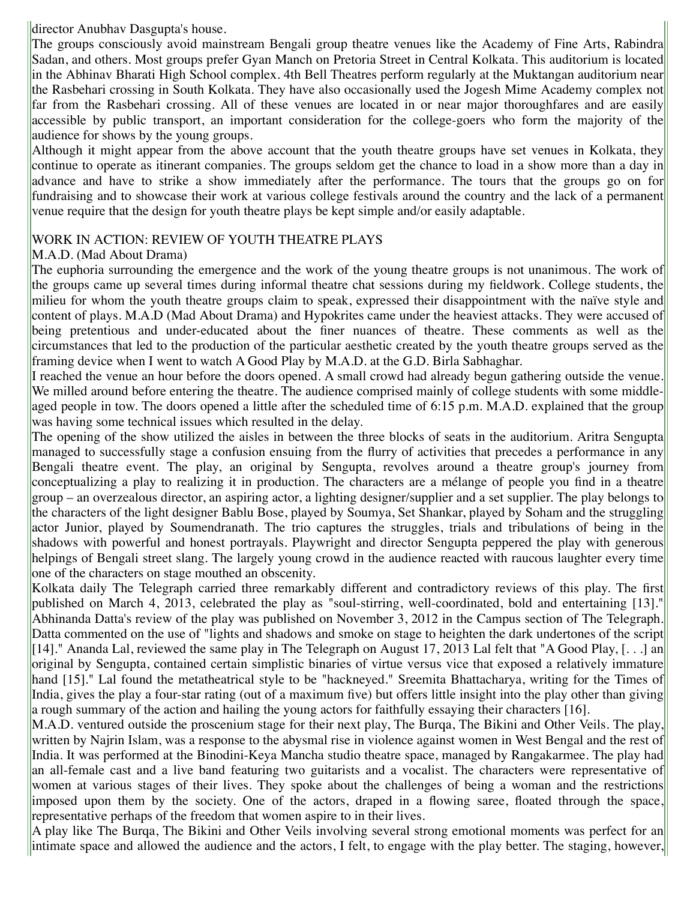director Anubhav Dasgupta's house.

The groups consciously avoid mainstream Bengali group theatre venues like the Academy of Fine Arts, Rabindra Sadan, and others. Most groups prefer Gyan Manch on Pretoria Street in Central Kolkata. This auditorium is located in the Abhinav Bharati High School complex. 4th Bell Theatres perform regularly at the Muktangan auditorium near the Rasbehari crossing in South Kolkata. They have also occasionally used the Jogesh Mime Academy complex not far from the Rasbehari crossing. All of these venues are located in or near major thoroughfares and are easily accessible by public transport, an important consideration for the college-goers who form the majority of the audience for shows by the young groups.

Although it might appear from the above account that the youth theatre groups have set venues in Kolkata, they continue to operate as itinerant companies. The groups seldom get the chance to load in a show more than a day in advance and have to strike a show immediately after the performance. The tours that the groups go on for fundraising and to showcase their work at various college festivals around the country and the lack of a permanent venue require that the design for youth theatre plays be kept simple and/or easily adaptable.

## WORK IN ACTION: REVIEW OF YOUTH THEATRE PLAYS

### M.A.D. (Mad About Drama)

The euphoria surrounding the emergence and the work of the young theatre groups is not unanimous. The work of the groups came up several times during informal theatre chat sessions during my fieldwork. College students, the milieu for whom the youth theatre groups claim to speak, expressed their disappointment with the naïve style and content of plays. M.A.D (Mad About Drama) and Hypokrites came under the heaviest attacks. They were accused of being pretentious and under-educated about the finer nuances of theatre. These comments as well as the circumstances that led to the production of the particular aesthetic created by the youth theatre groups served as the framing device when I went to watch A Good Play by M.A.D. at the G.D. Birla Sabhaghar.

I reached the venue an hour before the doors opened. A small crowd had already begun gathering outside the venue. We milled around before entering the theatre. The audience comprised mainly of college students with some middle-aged people in tow. The doors opened a little after the scheduled time of 6:15 p.m. M.A.D. explained that the group was having some technical issues which resulted in the delay.

The opening of the show utilized the aisles in between the three blocks of seats in the auditorium. Aritra Sengupta managed to successfully stage a confusion ensuing from the flurry of activities that precedes a performance in any Bengali theatre event. The play, an original by Sengupta, revolves around a theatre group's journey from conceptualizing a play to realizing it in production. The characters are a mélange of people you find in a theatre group – an overzealous director, an aspiring actor, a lighting designer/supplier and a set supplier. The play belongs to the characters of the light designer Bablu Bose, played by Soumya, Set Shankar, played by Soham and the struggling actor Junior, played by Soumendranath. The trio captures the struggles, trials and tribulations of being in the shadows with powerful and honest portrayals. Playwright and director Sengupta peppered the play with generous helpings of Bengali street slang. The largely young crowd in the audience reacted with raucous laughter every time one of the characters on stage mouthed an obscenity.

Kolkata daily The Telegraph carried three remarkably different and contradictory reviews of this play. The first published on March 4, 2013, celebrated the play as "soul-stirring, well-coordinated, bold and entertaining [13]." Abhinanda Datta's review of the play was published on November 3, 2012 in the Campus section of The Telegraph. Datta commented on the use of "lights and shadows and smoke on stage to heighten the dark undertones of the script [14]." Ananda Lal, reviewed the same play in The Telegraph on August 17, 2013 Lal felt that "A Good Play, [. . .] an original by Sengupta, contained certain simplistic binaries of virtue versus vice that exposed a relatively immature hand [15]." Lal found the metatheatrical style to be "hackneyed." Sreemita Bhattacharya, writing for the Times of India, gives the play a four-star rating (out of a maximum five) but offers little insight into the play other than giving a rough summary of the action and hailing the young actors for faithfully essaying their characters [16].

M.A.D. ventured outside the proscenium stage for their next play, The Burqa, The Bikini and Other Veils. The play, written by Najrin Islam, was a response to the abysmal rise in violence against women in West Bengal and the rest of India. It was performed at the Binodini-Keya Mancha studio theatre space, managed by Rangakarmee. The play had an all-female cast and a live band featuring two guitarists and a vocalist. The characters were representative of women at various stages of their lives. They spoke about the challenges of being a woman and the restrictions imposed upon them by the society. One of the actors, draped in a flowing saree, floated through the space, representative perhaps of the freedom that women aspire to in their lives.

A play like The Burqa, The Bikini and Other Veils involving several strong emotional moments was perfect for an intimate space and allowed the audience and the actors, I felt, to engage with the play better. The staging, however,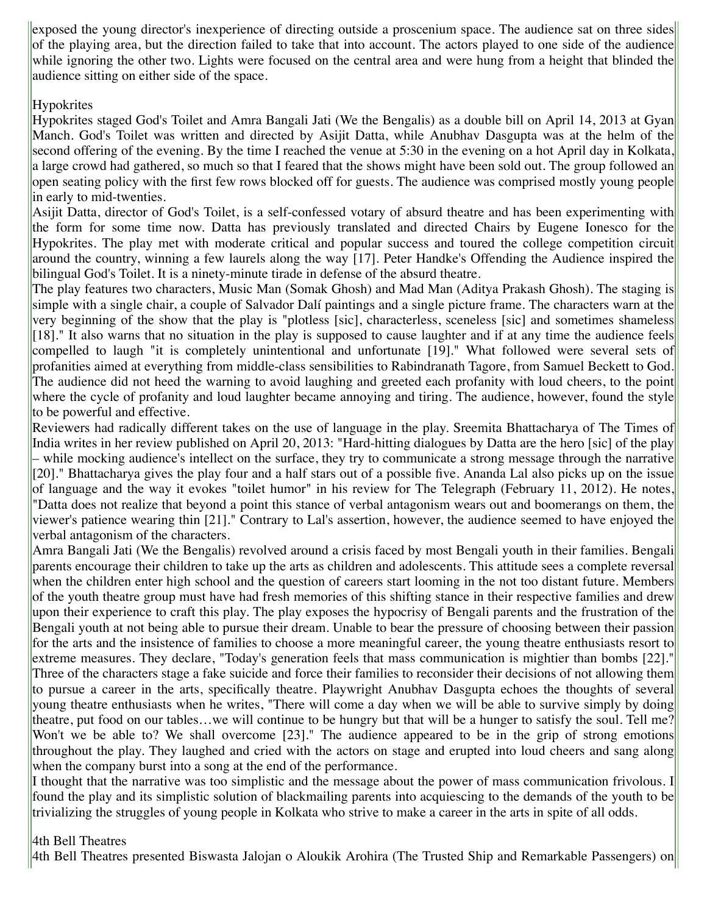exposed the young director's inexperience of directing outside a proscenium space. The audience sat on three sides of the playing area, but the direction failed to take that into account. The actors played to one side of the audience while ignoring the other two. Lights were focused on the central area and were hung from a height that blinded the audience sitting on either side of the space.

### Hypokrites

Hypokrites staged God's Toilet and Amra Bangali Jati (We the Bengalis) as a double bill on April 14, 2013 at Gyan Manch. God's Toilet was written and directed by Asijit Datta, while Anubhav Dasgupta was at the helm of the second offering of the evening. By the time I reached the venue at 5:30 in the evening on a hot April day in Kolkata, a large crowd had gathered, so much so that I feared that the shows might have been sold out. The group followed an open seating policy with the first few rows blocked off for guests. The audience was comprised mostly young people in early to mid-twenties.

Asijit Datta, director of God's Toilet, is a self-confessed votary of absurd theatre and has been experimenting with the form for some time now. Datta has previously translated and directed Chairs by Eugene Ionesco for the Hypokrites. The play met with moderate critical and popular success and toured the college competition circuit around the country, winning a few laurels along the way [17]. Peter Handke's Offending the Audience inspired the bilingual God's Toilet. It is a ninety-minute tirade in defense of the absurd theatre.

The play features two characters, Music Man (Somak Ghosh) and Mad Man (Aditya Prakash Ghosh). The staging is simple with a single chair, a couple of Salvador Dalí paintings and a single picture frame. The characters warn at the very beginning of the show that the play is "plotless [sic], characterless, sceneless [sic] and sometimes shameless [18]." It also warns that no situation in the play is supposed to cause laughter and if at any time the audience feels compelled to laugh "it is completely unintentional and unfortunate [19]." What followed were several sets of profanities aimed at everything from middle-class sensibilities to Rabindranath Tagore, from Samuel Beckett to God. The audience did not heed the warning to avoid laughing and greeted each profanity with loud cheers, to the point where the cycle of profanity and loud laughter became annoying and tiring. The audience, however, found the style to be powerful and effective.

Reviewers had radically different takes on the use of language in the play. Sreemita Bhattacharya of The Times of India writes in her review published on April 20, 2013: "Hard-hitting dialogues by Datta are the hero [sic] of the play – while mocking audience's intellect on the surface, they try to communicate a strong message through the narrative [20]." Bhattacharya gives the play four and a half stars out of a possible five. Ananda Lal also picks up on the issue of language and the way it evokes "toilet humor" in his review for The Telegraph (February 11, 2012). He notes, "Datta does not realize that beyond a point this stance of verbal antagonism wears out and boomerangs on them, the viewer's patience wearing thin [21]." Contrary to Lal's assertion, however, the audience seemed to have enjoyed the verbal antagonism of the characters.

Amra Bangali Jati (We the Bengalis) revolved around a crisis faced by most Bengali youth in their families. Bengali parents encourage their children to take up the arts as children and adolescents. This attitude sees a complete reversal when the children enter high school and the question of careers start looming in the not too distant future. Members of the youth theatre group must have had fresh memories of this shifting stance in their respective families and drew upon their experience to craft this play. The play exposes the hypocrisy of Bengali parents and the frustration of the Bengali youth at not being able to pursue their dream. Unable to bear the pressure of choosing between their passion for the arts and the insistence of families to choose a more meaningful career, the young theatre enthusiasts resort to extreme measures. They declare, "Today's generation feels that mass communication is mightier than bombs [22]." Three of the characters stage a fake suicide and force their families to reconsider their decisions of not allowing them to pursue a career in the arts, specifically theatre. Playwright Anubhav Dasgupta echoes the thoughts of several young theatre enthusiasts when he writes, "There will come a day when we will be able to survive simply by doing theatre, put food on our tables…we will continue to be hungry but that will be a hunger to satisfy the soul. Tell me? Won't we be able to? We shall overcome [23]." The audience appeared to be in the grip of strong emotions throughout the play. They laughed and cried with the actors on stage and erupted into loud cheers and sang along when the company burst into a song at the end of the performance.

I thought that the narrative was too simplistic and the message about the power of mass communication frivolous. I found the play and its simplistic solution of blackmailing parents into acquiescing to the demands of the youth to be trivializing the struggles of young people in Kolkata who strive to make a career in the arts in spite of all odds.

### 4th Bell Theatres

4th Bell Theatres presented Biswasta Jalojan o Aloukik Arohira (The Trusted Ship and Remarkable Passengers) on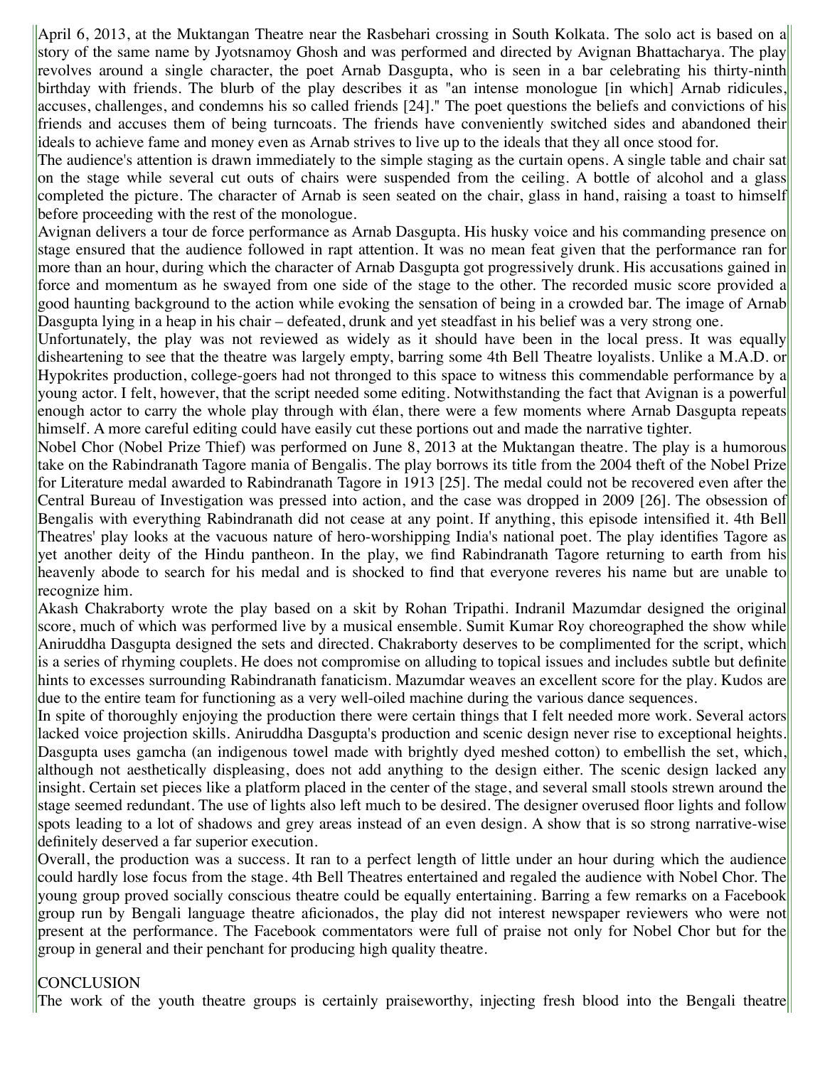April 6, 2013, at the Muktangan Theatre near the Rasbehari crossing in South Kolkata. The solo act is based on a story of the same name by Jyotsnamoy Ghosh and was performed and directed by Avignan Bhattacharya. The play revolves around a single character, the poet Arnab Dasgupta, who is seen in a bar celebrating his thirty-ninth birthday with friends. The blurb of the play describes it as "an intense monologue [in which] Arnab ridicules, accuses, challenges, and condemns his so called friends [24]." The poet questions the beliefs and convictions of his friends and accuses them of being turncoats. The friends have conveniently switched sides and abandoned their ideals to achieve fame and money even as Arnab strives to live up to the ideals that they all once stood for.

The audience's attention is drawn immediately to the simple staging as the curtain opens. A single table and chair sat on the stage while several cut outs of chairs were suspended from the ceiling. A bottle of alcohol and a glass completed the picture. The character of Arnab is seen seated on the chair, glass in hand, raising a toast to himself before proceeding with the rest of the monologue.

Avignan delivers a tour de force performance as Arnab Dasgupta. His husky voice and his commanding presence on stage ensured that the audience followed in rapt attention. It was no mean feat given that the performance ran for more than an hour, during which the character of Arnab Dasgupta got progressively drunk. His accusations gained in force and momentum as he swayed from one side of the stage to the other. The recorded music score provided a good haunting background to the action while evoking the sensation of being in a crowded bar. The image of Arnab Dasgupta lying in a heap in his chair – defeated, drunk and yet steadfast in his belief was a very strong one.

Unfortunately, the play was not reviewed as widely as it should have been in the local press. It was equally disheartening to see that the theatre was largely empty, barring some 4th Bell Theatre loyalists. Unlike a M.A.D. or Hypokrites production, college-goers had not thronged to this space to witness this commendable performance by a young actor. I felt, however, that the script needed some editing. Notwithstanding the fact that Avignan is a powerful enough actor to carry the whole play through with élan, there were a few moments where Arnab Dasgupta repeats himself. A more careful editing could have easily cut these portions out and made the narrative tighter.

Nobel Chor (Nobel Prize Thief) was performed on June 8, 2013 at the Muktangan theatre. The play is a humorous take on the Rabindranath Tagore mania of Bengalis. The play borrows its title from the 2004 theft of the Nobel Prize for Literature medal awarded to Rabindranath Tagore in 1913 [25]. The medal could not be recovered even after the Central Bureau of Investigation was pressed into action, and the case was dropped in 2009 [26]. The obsession of Bengalis with everything Rabindranath did not cease at any point. If anything, this episode intensified it. 4th Bell Theatres' play looks at the vacuous nature of hero-worshipping India's national poet. The play identifies Tagore as yet another deity of the Hindu pantheon. In the play, we find Rabindranath Tagore returning to earth from his heavenly abode to search for his medal and is shocked to find that everyone reveres his name but are unable to recognize him.

Akash Chakraborty wrote the play based on a skit by Rohan Tripathi. Indranil Mazumdar designed the original score, much of which was performed live by a musical ensemble. Sumit Kumar Roy choreographed the show while Aniruddha Dasgupta designed the sets and directed. Chakraborty deserves to be complimented for the script, which is a series of rhyming couplets. He does not compromise on alluding to topical issues and includes subtle but definite hints to excesses surrounding Rabindranath fanaticism. Mazumdar weaves an excellent score for the play. Kudos are due to the entire team for functioning as a very well-oiled machine during the various dance sequences.

In spite of thoroughly enjoying the production there were certain things that I felt needed more work. Several actors lacked voice projection skills. Aniruddha Dasgupta's production and scenic design never rise to exceptional heights. Dasgupta uses gamcha (an indigenous towel made with brightly dyed meshed cotton) to embellish the set, which, although not aesthetically displeasing, does not add anything to the design either. The scenic design lacked any insight. Certain set pieces like a platform placed in the center of the stage, and several small stools strewn around the stage seemed redundant. The use of lights also left much to be desired. The designer overused floor lights and follow spots leading to a lot of shadows and grey areas instead of an even design. A show that is so strong narrative-wise definitely deserved a far superior execution.

Overall, the production was a success. It ran to a perfect length of little under an hour during which the audience could hardly lose focus from the stage. 4th Bell Theatres entertained and regaled the audience with Nobel Chor. The young group proved socially conscious theatre could be equally entertaining. Barring a few remarks on a Facebook group run by Bengali language theatre aficionados, the play did not interest newspaper reviewers who were not present at the performance. The Facebook commentators were full of praise not only for Nobel Chor but for the group in general and their penchant for producing high quality theatre.

## CONCLUSION

The work of the youth theatre groups is certainly praiseworthy, injecting fresh blood into the Bengali theatre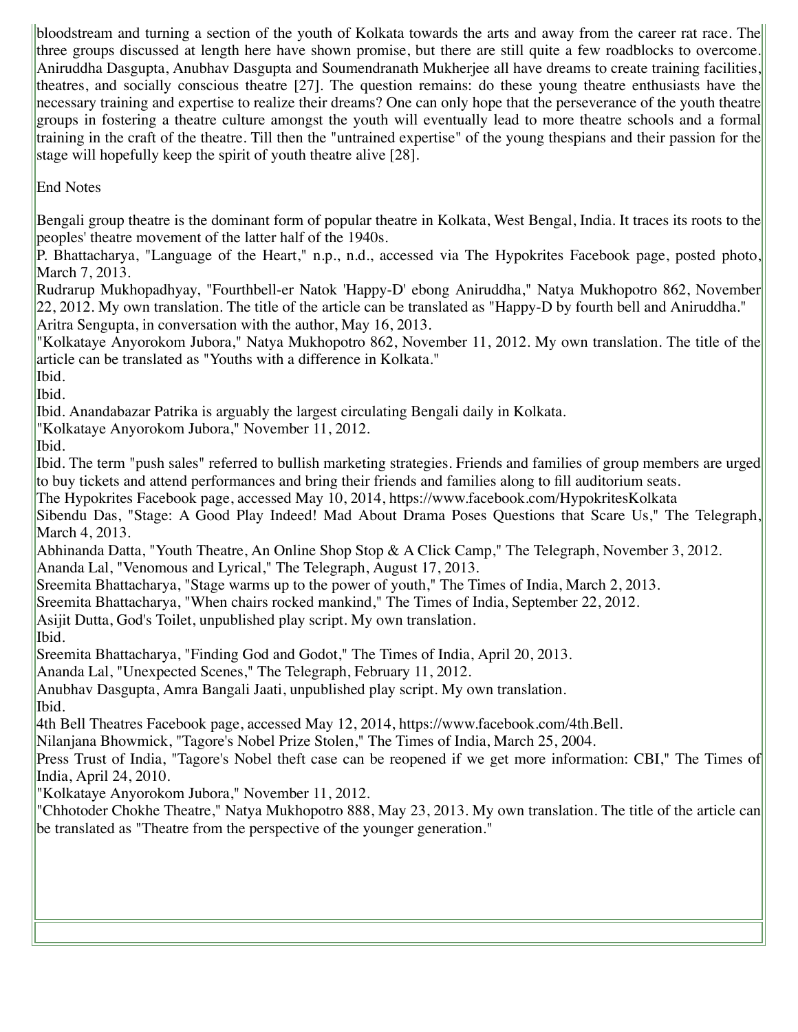bloodstream and turning a section of the youth of Kolkata towards the arts and away from the career rat race. The three groups discussed at length here have shown promise, but there are still quite a few roadblocks to overcome. Aniruddha Dasgupta, Anubhav Dasgupta and Soumendranath Mukherjee all have dreams to create training facilities, theatres, and socially conscious theatre [27]. The question remains: do these young theatre enthusiasts have the necessary training and expertise to realize their dreams? One can only hope that the perseverance of the youth theatre groups in fostering a theatre culture amongst the youth will eventually lead to more theatre schools and a formal training in the craft of the theatre. Till then the "untrained expertise" of the young thespians and their passion for the stage will hopefully keep the spirit of youth theatre alive [28].

## End Notes

Bengali group theatre is the dominant form of popular theatre in Kolkata, West Bengal, India. It traces its roots to the peoples' theatre movement of the latter half of the 1940s.
P. Bhattacharya, "Language of the Heart," n.p., n.d., accessed via The Hypokrites Facebook page, posted photo, March 7, 2013.
Rudrarup Mukhopadhyay, "Fourthbell-er Natok 'Happy-D' ebong Aniruddha," Natya Mukhopotro 862, November 22, 2012. My own translation. The title of the article can be translated as "Happy-D by fourth bell and Aniruddha."
Aritra Sengupta, in conversation with the author, May 16, 2013.
"Kolkataye Anyorokom Jubora," Natya Mukhopotro 862, November 11, 2012. My own translation. The title of the article can be translated as "Youths with a difference in Kolkata."
Ibid.
Ibid.
Ibid. Anandabazar Patrika is arguably the largest circulating Bengali daily in Kolkata.
"Kolkataye Anyorokom Jubora," November 11, 2012.
Ibid.
Ibid. The term "push sales" referred to bullish marketing strategies. Friends and families of group members are urged to buy tickets and attend performances and bring their friends and families along to fill auditorium seats.
The Hypokrites Facebook page, accessed May 10, 2014, https://www.facebook.com/HypokritesKolkata
Sibendu Das, "Stage: A Good Play Indeed! Mad About Drama Poses Questions that Scare Us," The Telegraph, March 4, 2013.
Abhinanda Datta, "Youth Theatre, An Online Shop Stop & A Click Camp," The Telegraph, November 3, 2012.
Ananda Lal, "Venomous and Lyrical," The Telegraph, August 17, 2013.
Sreemita Bhattacharya, "Stage warms up to the power of youth," The Times of India, March 2, 2013.
Sreemita Bhattacharya, "When chairs rocked mankind," The Times of India, September 22, 2012.
Asijit Dutta, God's Toilet, unpublished play script. My own translation.
Ibid.
Sreemita Bhattacharya, "Finding God and Godot," The Times of India, April 20, 2013.
Ananda Lal, "Unexpected Scenes," The Telegraph, February 11, 2012.
Anubhav Dasgupta, Amra Bangali Jaati, unpublished play script. My own translation.
Ibid.
4th Bell Theatres Facebook page, accessed May 12, 2014, https://www.facebook.com/4th.Bell.
Nilanjana Bhowmick, "Tagore's Nobel Prize Stolen," The Times of India, March 25, 2004.
Press Trust of India, "Tagore's Nobel theft case can be reopened if we get more information: CBI," The Times of India, April 24, 2010.
"Kolkataye Anyorokom Jubora," November 11, 2012.
"Chhotoder Chokhe Theatre," Natya Mukhopotro 888, May 23, 2013. My own translation. The title of the article can be translated as "Theatre from the perspective of the younger generation."